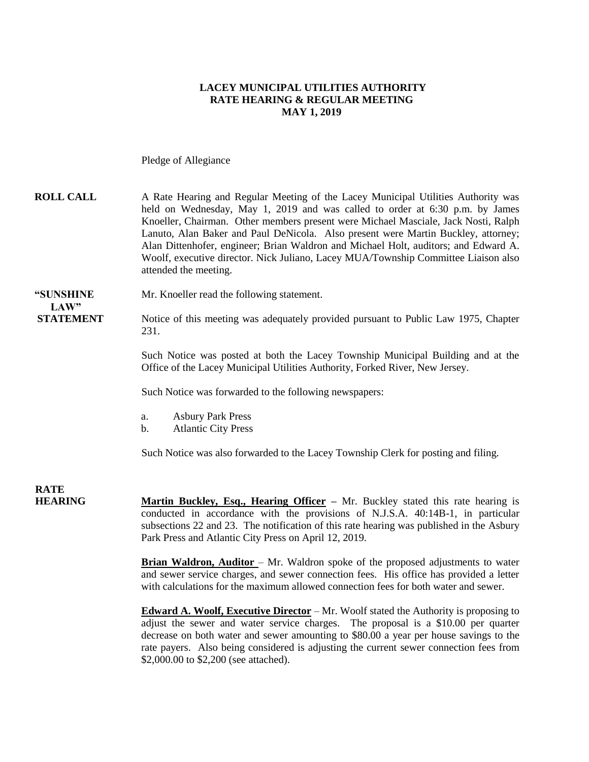**LACEY MUNICIPAL UTILITIES AUTHORITY**
**RATE HEARING & REGULAR MEETING**
**MAY 1, 2019**

Pledge of Allegiance

**ROLL CALL**

A Rate Hearing and Regular Meeting of the Lacey Municipal Utilities Authority was held on Wednesday, May 1, 2019 and was called to order at 6:30 p.m. by James Knoeller, Chairman. Other members present were Michael Masciale, Jack Nosti, Ralph Lanuto, Alan Baker and Paul DeNicola. Also present were Martin Buckley, attorney; Alan Dittenhofer, engineer; Brian Waldron and Michael Holt, auditors; and Edward A. Woolf, executive director. Nick Juliano, Lacey MUA/Township Committee Liaison also attended the meeting.

**"SUNSHINE LAW" STATEMENT**

Mr. Knoeller read the following statement.

Notice of this meeting was adequately provided pursuant to Public Law 1975, Chapter 231.

Such Notice was posted at both the Lacey Township Municipal Building and at the Office of the Lacey Municipal Utilities Authority, Forked River, New Jersey.

Such Notice was forwarded to the following newspapers:

a. Asbury Park Press
b. Atlantic City Press

Such Notice was also forwarded to the Lacey Township Clerk for posting and filing.

**RATE HEARING**

**Martin Buckley, Esq., Hearing Officer** – Mr. Buckley stated this rate hearing is conducted in accordance with the provisions of N.J.S.A. 40:14B-1, in particular subsections 22 and 23. The notification of this rate hearing was published in the Asbury Park Press and Atlantic City Press on April 12, 2019.

**Brian Waldron, Auditor** – Mr. Waldron spoke of the proposed adjustments to water and sewer service charges, and sewer connection fees. His office has provided a letter with calculations for the maximum allowed connection fees for both water and sewer.

**Edward A. Woolf, Executive Director** – Mr. Woolf stated the Authority is proposing to adjust the sewer and water service charges. The proposal is a $10.00 per quarter decrease on both water and sewer amounting to $80.00 a year per house savings to the rate payers. Also being considered is adjusting the current sewer connection fees from $2,000.00 to $2,200 (see attached).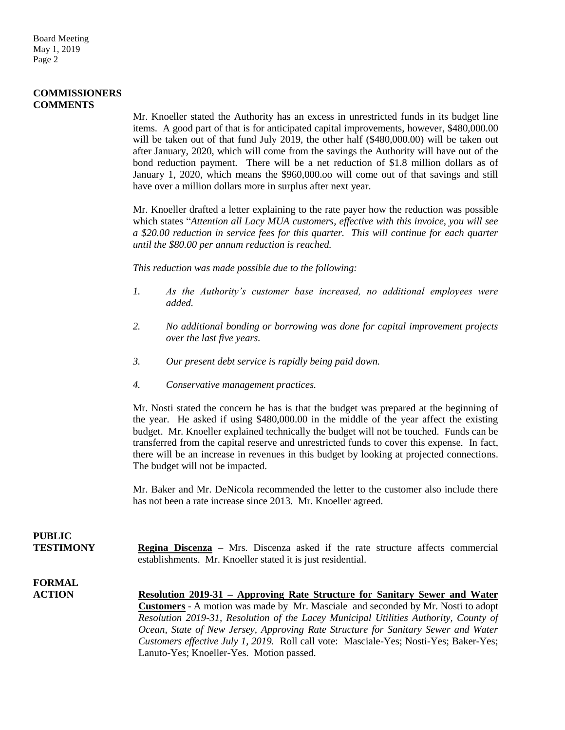**COMMISSIONERS COMMENTS**

Mr. Knoeller stated the Authority has an excess in unrestricted funds in its budget line items. A good part of that is for anticipated capital improvements, however, $480,000.00 will be taken out of that fund July 2019, the other half ($480,000.00) will be taken out after January, 2020, which will come from the savings the Authority will have out of the bond reduction payment. There will be a net reduction of $1.8 million dollars as of January 1, 2020, which means the $960,000.oo will come out of that savings and still have over a million dollars more in surplus after next year.

Mr. Knoeller drafted a letter explaining to the rate payer how the reduction was possible which states "*Attention all Lacy MUA customers, effective with this invoice, you will see a $20.00 reduction in service fees for this quarter. This will continue for each quarter until the $80.00 per annum reduction is reached.*

*This reduction was made possible due to the following:*

1. *As the Authority's customer base increased, no additional employees were added.*
2. *No additional bonding or borrowing was done for capital improvement projects over the last five years.*
3. *Our present debt service is rapidly being paid down.*
4. *Conservative management practices.*

Mr. Nosti stated the concern he has is that the budget was prepared at the beginning of the year. He asked if using $480,000.00 in the middle of the year affect the existing budget. Mr. Knoeller explained technically the budget will not be touched. Funds can be transferred from the capital reserve and unrestricted funds to cover this expense. In fact, there will be an increase in revenues in this budget by looking at projected connections. The budget will not be impacted.

Mr. Baker and Mr. DeNicola recommended the letter to the customer also include there has not been a rate increase since 2013. Mr. Knoeller agreed.

**PUBLIC TESTIMONY**

**Regina Discenza** – Mrs. Discenza asked if the rate structure affects commercial establishments. Mr. Knoeller stated it is just residential.

**FORMAL ACTION**

**Resolution 2019-31 – Approving Rate Structure for Sanitary Sewer and Water Customers** - A motion was made by Mr. Masciale and seconded by Mr. Nosti to adopt *Resolution 2019-31, Resolution of the Lacey Municipal Utilities Authority, County of Ocean, State of New Jersey, Approving Rate Structure for Sanitary Sewer and Water Customers effective July 1, 2019.* Roll call vote: Masciale-Yes; Nosti-Yes; Baker-Yes; Lanuto-Yes; Knoeller-Yes. Motion passed.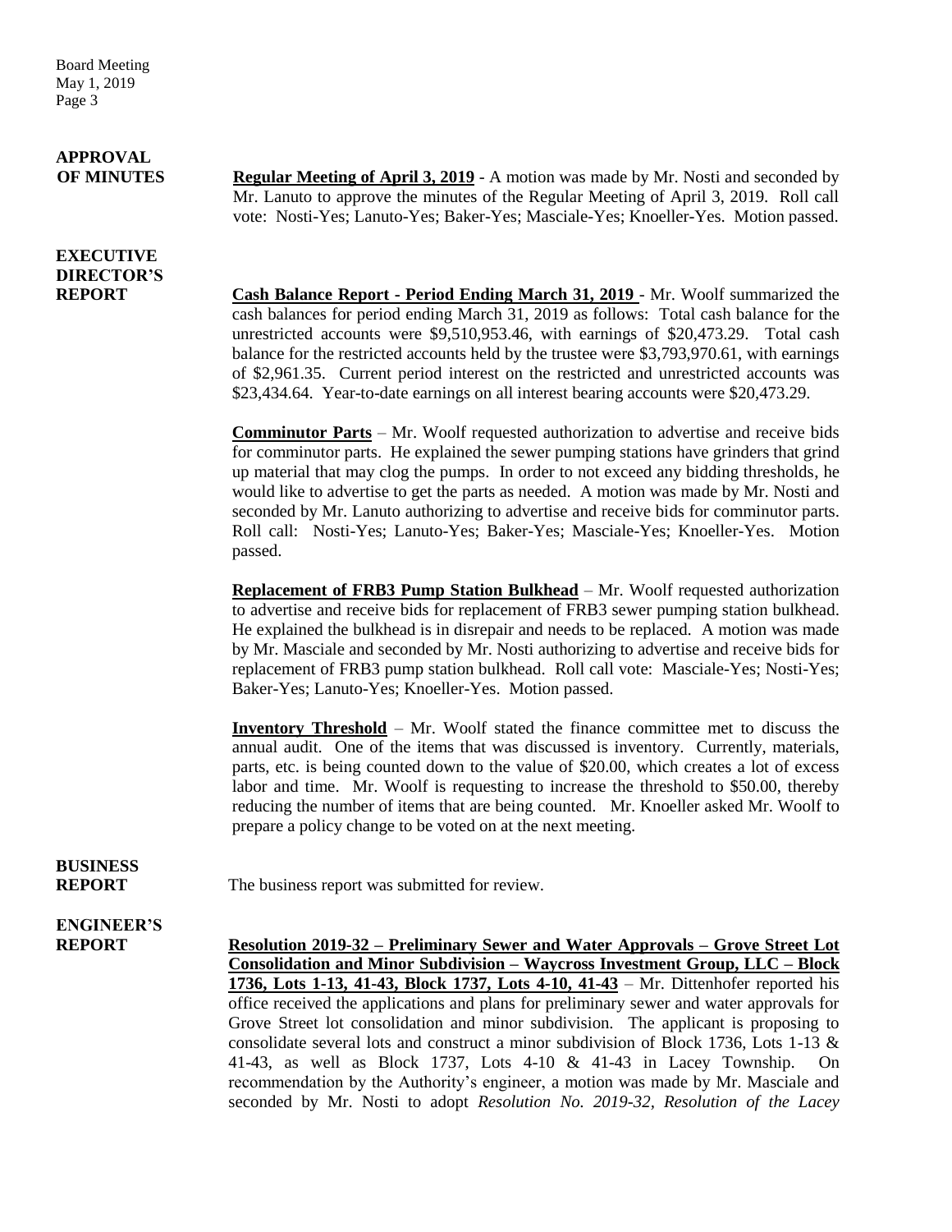**APPROVAL OF MINUTES**

**Regular Meeting of April 3, 2019** - A motion was made by Mr. Nosti and seconded by Mr. Lanuto to approve the minutes of the Regular Meeting of April 3, 2019. Roll call vote: Nosti-Yes; Lanuto-Yes; Baker-Yes; Masciale-Yes; Knoeller-Yes. Motion passed.

**EXECUTIVE DIRECTOR'S REPORT**

**Cash Balance Report - Period Ending March 31, 2019** - Mr. Woolf summarized the cash balances for period ending March 31, 2019 as follows: Total cash balance for the unrestricted accounts were $9,510,953.46, with earnings of $20,473.29. Total cash balance for the restricted accounts held by the trustee were $3,793,970.61, with earnings of $2,961.35. Current period interest on the restricted and unrestricted accounts was $23,434.64. Year-to-date earnings on all interest bearing accounts were $20,473.29.

**Comminutor Parts** – Mr. Woolf requested authorization to advertise and receive bids for comminutor parts. He explained the sewer pumping stations have grinders that grind up material that may clog the pumps. In order to not exceed any bidding thresholds, he would like to advertise to get the parts as needed. A motion was made by Mr. Nosti and seconded by Mr. Lanuto authorizing to advertise and receive bids for comminutor parts. Roll call: Nosti-Yes; Lanuto-Yes; Baker-Yes; Masciale-Yes; Knoeller-Yes. Motion passed.

**Replacement of FRB3 Pump Station Bulkhead** – Mr. Woolf requested authorization to advertise and receive bids for replacement of FRB3 sewer pumping station bulkhead. He explained the bulkhead is in disrepair and needs to be replaced. A motion was made by Mr. Masciale and seconded by Mr. Nosti authorizing to advertise and receive bids for replacement of FRB3 pump station bulkhead. Roll call vote: Masciale-Yes; Nosti-Yes; Baker-Yes; Lanuto-Yes; Knoeller-Yes. Motion passed.

**Inventory Threshold** – Mr. Woolf stated the finance committee met to discuss the annual audit. One of the items that was discussed is inventory. Currently, materials, parts, etc. is being counted down to the value of $20.00, which creates a lot of excess labor and time. Mr. Woolf is requesting to increase the threshold to $50.00, thereby reducing the number of items that are being counted. Mr. Knoeller asked Mr. Woolf to prepare a policy change to be voted on at the next meeting.

**BUSINESS REPORT**

The business report was submitted for review.

**ENGINEER'S REPORT**

**Resolution 2019-32 – Preliminary Sewer and Water Approvals – Grove Street Lot Consolidation and Minor Subdivision – Waycross Investment Group, LLC – Block 1736, Lots 1-13, 41-43, Block 1737, Lots 4-10, 41-43** – Mr. Dittenhofer reported his office received the applications and plans for preliminary sewer and water approvals for Grove Street lot consolidation and minor subdivision. The applicant is proposing to consolidate several lots and construct a minor subdivision of Block 1736, Lots 1-13 & 41-43, as well as Block 1737, Lots 4-10 & 41-43 in Lacey Township. On recommendation by the Authority's engineer, a motion was made by Mr. Masciale and seconded by Mr. Nosti to adopt *Resolution No. 2019-32, Resolution of the Lacey*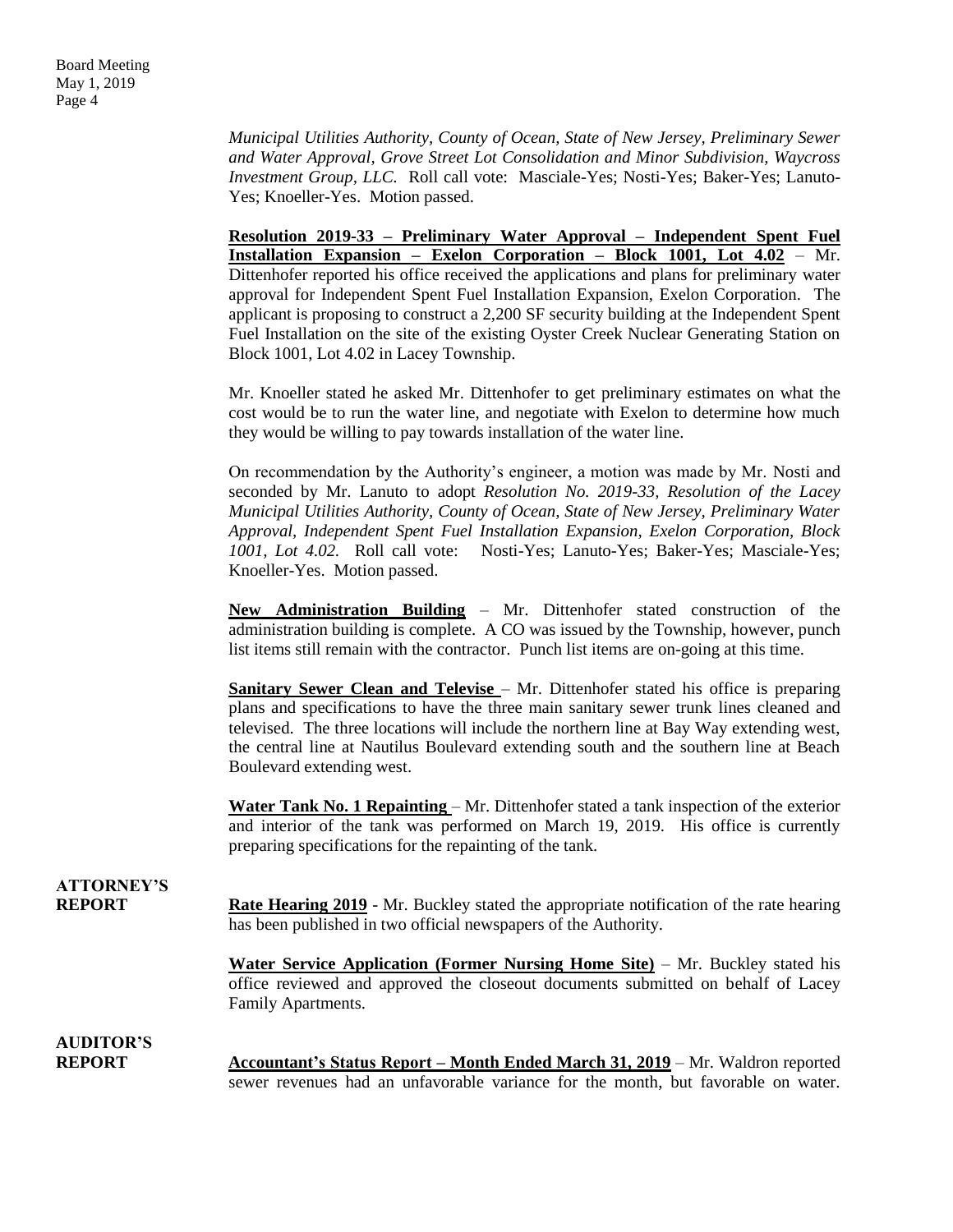*Municipal Utilities Authority, County of Ocean, State of New Jersey, Preliminary Sewer and Water Approval, Grove Street Lot Consolidation and Minor Subdivision, Waycross Investment Group, LLC.* Roll call vote: Masciale-Yes; Nosti-Yes; Baker-Yes; Lanuto-Yes; Knoeller-Yes. Motion passed.

**Resolution 2019-33 – Preliminary Water Approval – Independent Spent Fuel Installation Expansion – Exelon Corporation – Block 1001, Lot 4.02** – Mr. Dittenhofer reported his office received the applications and plans for preliminary water approval for Independent Spent Fuel Installation Expansion, Exelon Corporation. The applicant is proposing to construct a 2,200 SF security building at the Independent Spent Fuel Installation on the site of the existing Oyster Creek Nuclear Generating Station on Block 1001, Lot 4.02 in Lacey Township.

Mr. Knoeller stated he asked Mr. Dittenhofer to get preliminary estimates on what the cost would be to run the water line, and negotiate with Exelon to determine how much they would be willing to pay towards installation of the water line.

On recommendation by the Authority's engineer, a motion was made by Mr. Nosti and seconded by Mr. Lanuto to adopt *Resolution No. 2019-33, Resolution of the Lacey Municipal Utilities Authority, County of Ocean, State of New Jersey, Preliminary Water Approval, Independent Spent Fuel Installation Expansion, Exelon Corporation, Block 1001, Lot 4.02.* Roll call vote: Nosti-Yes; Lanuto-Yes; Baker-Yes; Masciale-Yes; Knoeller-Yes. Motion passed.

**New Administration Building** – Mr. Dittenhofer stated construction of the administration building is complete. A CO was issued by the Township, however, punch list items still remain with the contractor. Punch list items are on-going at this time.

**Sanitary Sewer Clean and Televise** – Mr. Dittenhofer stated his office is preparing plans and specifications to have the three main sanitary sewer trunk lines cleaned and televised. The three locations will include the northern line at Bay Way extending west, the central line at Nautilus Boulevard extending south and the southern line at Beach Boulevard extending west.

**Water Tank No. 1 Repainting** – Mr. Dittenhofer stated a tank inspection of the exterior and interior of the tank was performed on March 19, 2019. His office is currently preparing specifications for the repainting of the tank.

**ATTORNEY'S REPORT**

**Rate Hearing 2019** - Mr. Buckley stated the appropriate notification of the rate hearing has been published in two official newspapers of the Authority.

**Water Service Application (Former Nursing Home Site)** – Mr. Buckley stated his office reviewed and approved the closeout documents submitted on behalf of Lacey Family Apartments.

**AUDITOR'S REPORT**

**Accountant's Status Report – Month Ended March 31, 2019** – Mr. Waldron reported sewer revenues had an unfavorable variance for the month, but favorable on water.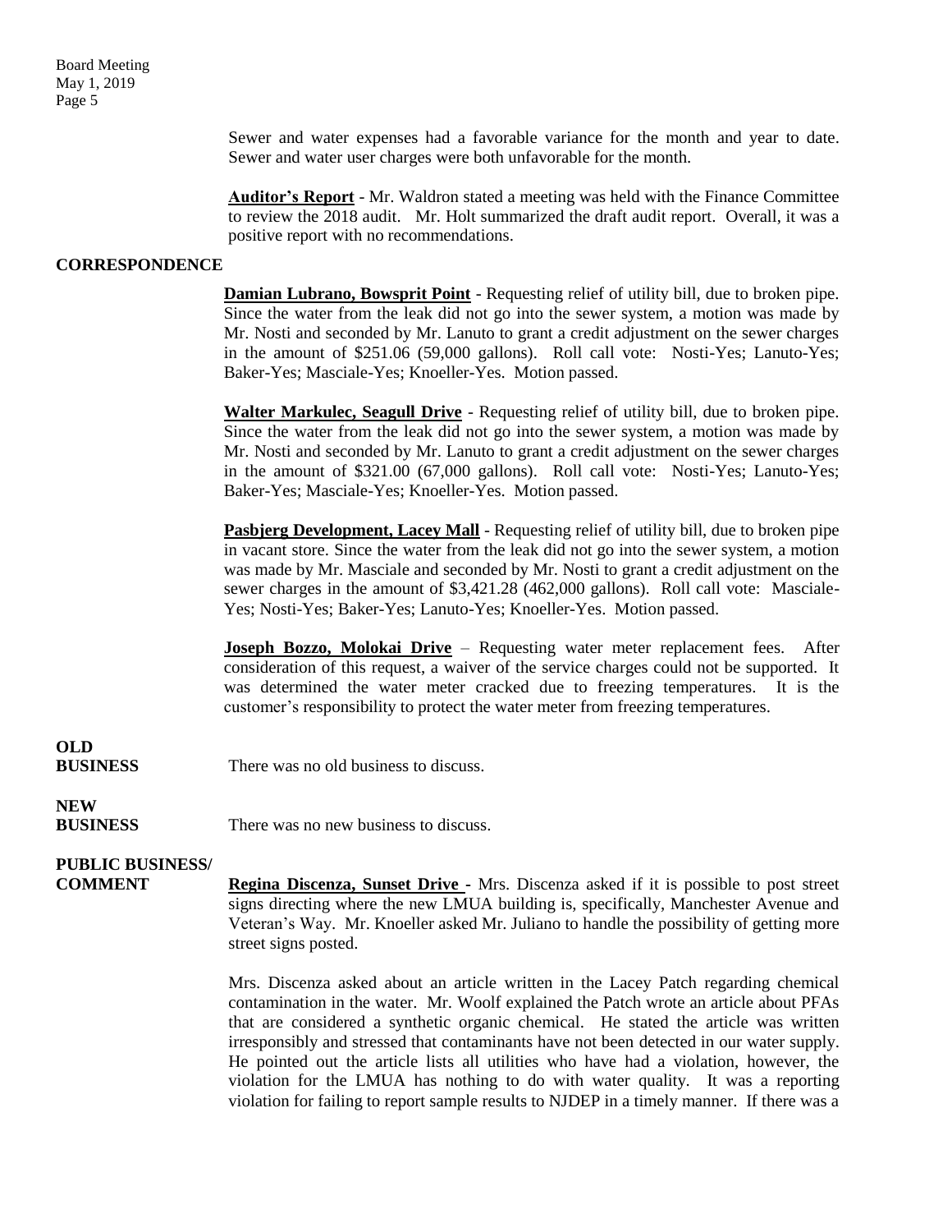Sewer and water expenses had a favorable variance for the month and year to date. Sewer and water user charges were both unfavorable for the month.

**Auditor's Report** - Mr. Waldron stated a meeting was held with the Finance Committee to review the 2018 audit. Mr. Holt summarized the draft audit report. Overall, it was a positive report with no recommendations.

## CORRESPONDENCE

**Damian Lubrano, Bowsprit Point** - Requesting relief of utility bill, due to broken pipe. Since the water from the leak did not go into the sewer system, a motion was made by Mr. Nosti and seconded by Mr. Lanuto to grant a credit adjustment on the sewer charges in the amount of $251.06 (59,000 gallons). Roll call vote: Nosti-Yes; Lanuto-Yes; Baker-Yes; Masciale-Yes; Knoeller-Yes. Motion passed.

**Walter Markulec, Seagull Drive** - Requesting relief of utility bill, due to broken pipe. Since the water from the leak did not go into the sewer system, a motion was made by Mr. Nosti and seconded by Mr. Lanuto to grant a credit adjustment on the sewer charges in the amount of $321.00 (67,000 gallons). Roll call vote: Nosti-Yes; Lanuto-Yes; Baker-Yes; Masciale-Yes; Knoeller-Yes. Motion passed.

**Pasbjerg Development, Lacey Mall** - Requesting relief of utility bill, due to broken pipe in vacant store. Since the water from the leak did not go into the sewer system, a motion was made by Mr. Masciale and seconded by Mr. Nosti to grant a credit adjustment on the sewer charges in the amount of $3,421.28 (462,000 gallons). Roll call vote: Masciale-Yes; Nosti-Yes; Baker-Yes; Lanuto-Yes; Knoeller-Yes. Motion passed.

**Joseph Bozzo, Molokai Drive** – Requesting water meter replacement fees. After consideration of this request, a waiver of the service charges could not be supported. It was determined the water meter cracked due to freezing temperatures. It is the customer's responsibility to protect the water meter from freezing temperatures.

## OLD BUSINESS

There was no old business to discuss.

## NEW BUSINESS

There was no new business to discuss.

## PUBLIC BUSINESS/ COMMENT

**Regina Discenza, Sunset Drive** - Mrs. Discenza asked if it is possible to post street signs directing where the new LMUA building is, specifically, Manchester Avenue and Veteran's Way. Mr. Knoeller asked Mr. Juliano to handle the possibility of getting more street signs posted.

Mrs. Discenza asked about an article written in the Lacey Patch regarding chemical contamination in the water. Mr. Woolf explained the Patch wrote an article about PFAs that are considered a synthetic organic chemical. He stated the article was written irresponsibly and stressed that contaminants have not been detected in our water supply. He pointed out the article lists all utilities who have had a violation, however, the violation for the LMUA has nothing to do with water quality. It was a reporting violation for failing to report sample results to NJDEP in a timely manner. If there was a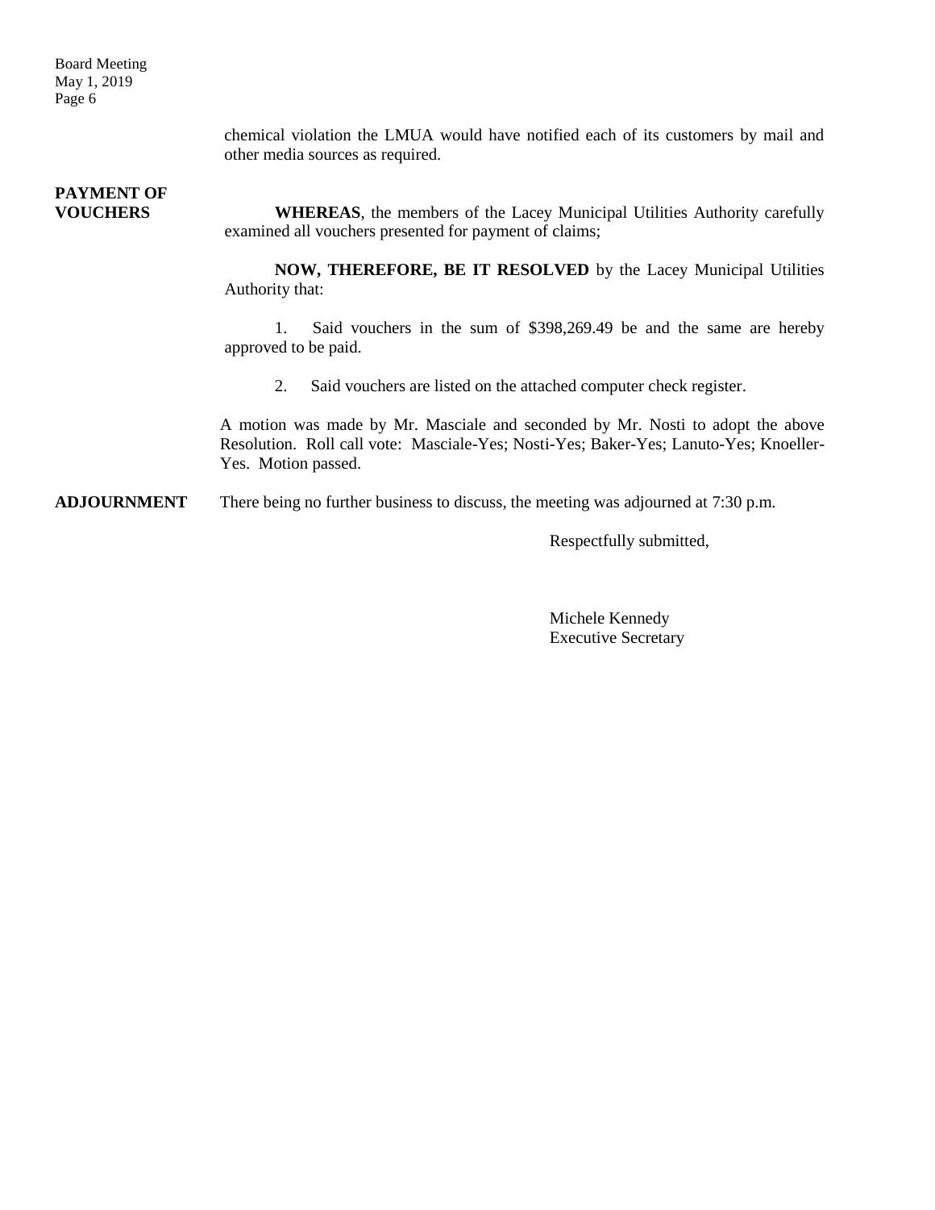chemical violation the LMUA would have notified each of its customers by mail and other media sources as required.

**PAYMENT OF VOUCHERS**

**WHEREAS**, the members of the Lacey Municipal Utilities Authority carefully examined all vouchers presented for payment of claims;

**NOW, THEREFORE, BE IT RESOLVED** by the Lacey Municipal Utilities Authority that:

1. Said vouchers in the sum of $398,269.49 be and the same are hereby approved to be paid.

2. Said vouchers are listed on the attached computer check register.

A motion was made by Mr. Masciale and seconded by Mr. Nosti to adopt the above Resolution. Roll call vote: Masciale-Yes; Nosti-Yes; Baker-Yes; Lanuto-Yes; Knoeller-Yes. Motion passed.

**ADJOURNMENT** There being no further business to discuss, the meeting was adjourned at 7:30 p.m.

Respectfully submitted,

Michele Kennedy
Executive Secretary